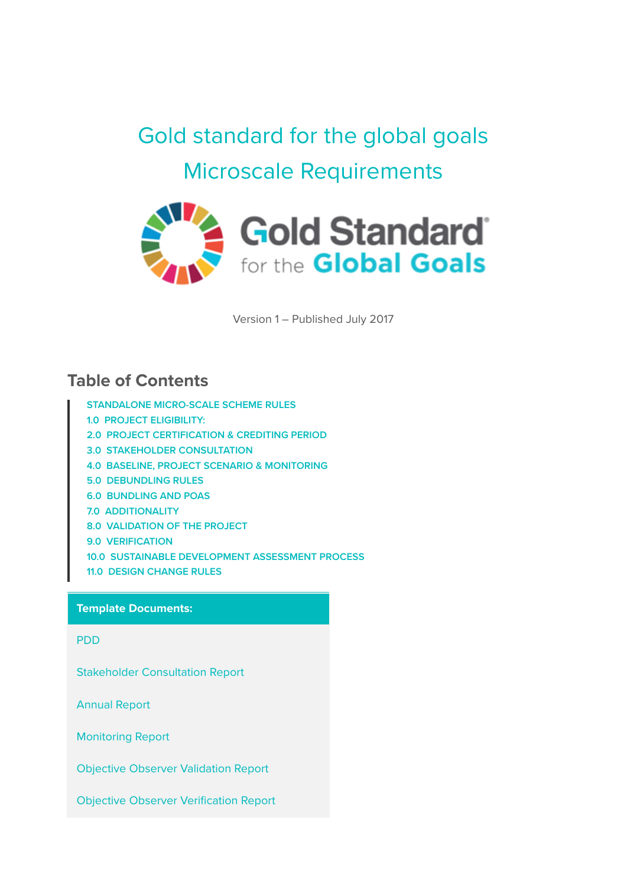# Gold standard for the global goals

# Microscale Requirements

Gold Standard for the Global Goals

Version 1 – Published July 2017

## Table of Contents

- STANDALONE MICRO-SCALE SCHEME RULES
- 1.0 PROJECT ELIGIBILITY:
- 2.0 PROJECT CERTIFICATION & CREDITING PERIOD
- 3.0 STAKEHOLDER CONSULTATION
- 4.0 BASELINE, PROJECT SCENARIO & MONITORING
- 5.0 DEBUNDLING RULES
- 6.0 BUNDLING AND POAS
- 7.0 ADDITIONALITY
- 8.0 VALIDATION OF THE PROJECT
- 9.0 VERIFICATION
- 10.0 SUSTAINABLE DEVELOPMENT ASSESSMENT PROCESS
- 11.0 DESIGN CHANGE RULES

**Template Documents:**

- PDD
- Stakeholder Consultation Report
- Annual Report
- Monitoring Report
- Objective Observer Validation Report
- Objective Observer Verification Report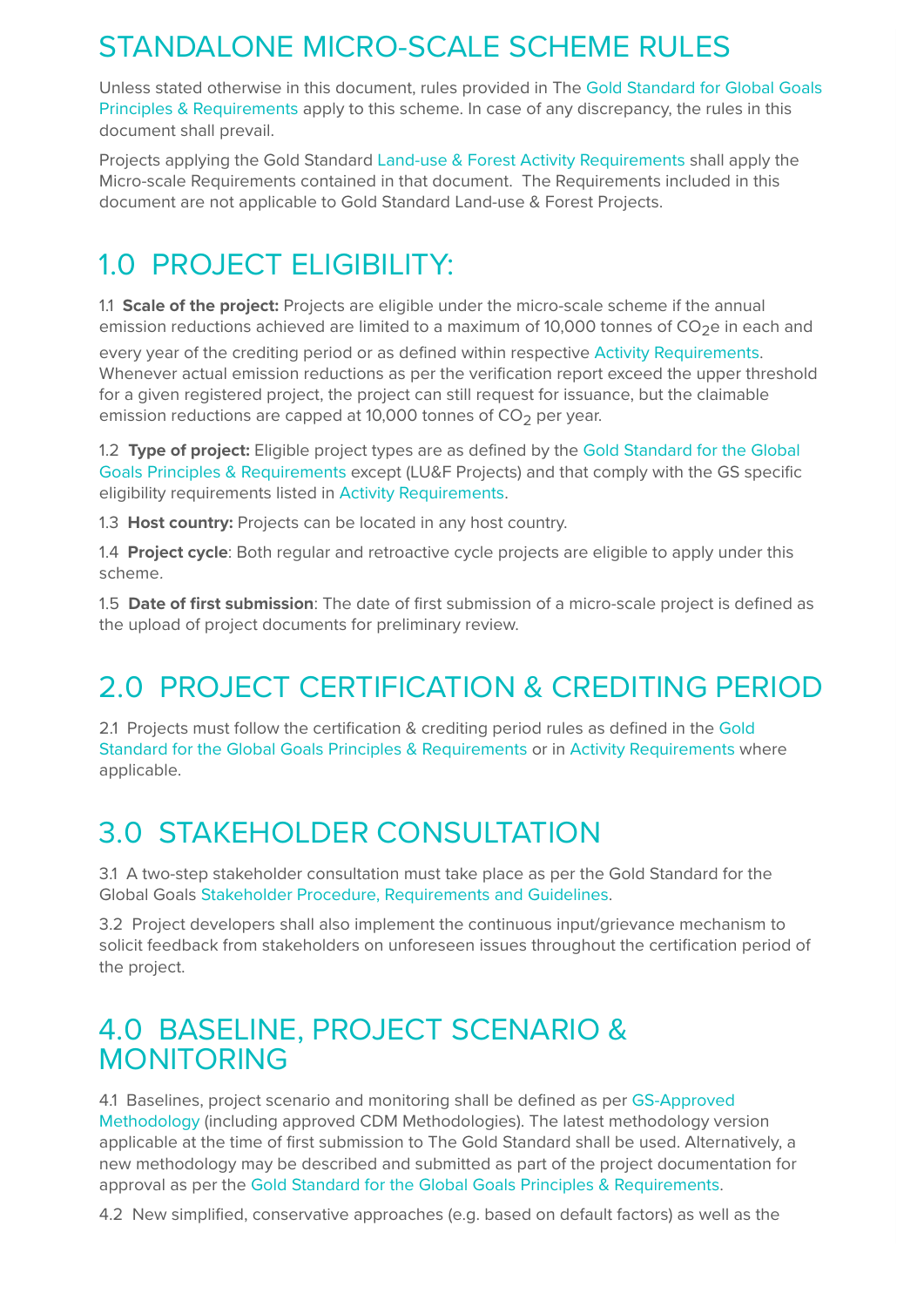# STANDALONE MICRO-SCALE SCHEME RULES

Unless stated otherwise in this document, rules provided in The Gold Standard for Global Goals Principles & Requirements apply to this scheme. In case of any discrepancy, the rules in this document shall prevail.

Projects applying the Gold Standard Land-use & Forest Activity Requirements shall apply the Micro-scale Requirements contained in that document. The Requirements included in this document are not applicable to Gold Standard Land-use & Forest Projects.

## 1.0 PROJECT ELIGIBILITY:

1.1 **Scale of the project:** Projects are eligible under the micro-scale scheme if the annual emission reductions achieved are limited to a maximum of 10,000 tonnes of $CO_2e$ in each and every year of the crediting period or as defined within respective Activity Requirements. Whenever actual emission reductions as per the verification report exceed the upper threshold for a given registered project, the project can still request for issuance, but the claimable emission reductions are capped at 10,000 tonnes of $CO_2$ per year.

1.2 **Type of project:** Eligible project types are as defined by the Gold Standard for the Global Goals Principles & Requirements except (LU&F Projects) and that comply with the GS specific eligibility requirements listed in Activity Requirements.

1.3 **Host country:** Projects can be located in any host country.

1.4 **Project cycle**: Both regular and retroactive cycle projects are eligible to apply under this scheme.

1.5 **Date of first submission**: The date of first submission of a micro-scale project is defined as the upload of project documents for preliminary review.

## 2.0 PROJECT CERTIFICATION & CREDITING PERIOD

2.1 Projects must follow the certification & crediting period rules as defined in the Gold Standard for the Global Goals Principles & Requirements or in Activity Requirements where applicable.

## 3.0 STAKEHOLDER CONSULTATION

3.1 A two-step stakeholder consultation must take place as per the Gold Standard for the Global Goals Stakeholder Procedure, Requirements and Guidelines.

3.2 Project developers shall also implement the continuous input/grievance mechanism to solicit feedback from stakeholders on unforeseen issues throughout the certification period of the project.

## 4.0 BASELINE, PROJECT SCENARIO & MONITORING

4.1 Baselines, project scenario and monitoring shall be defined as per GS-Approved Methodology (including approved CDM Methodologies). The latest methodology version applicable at the time of first submission to The Gold Standard shall be used. Alternatively, a new methodology may be described and submitted as part of the project documentation for approval as per the Gold Standard for the Global Goals Principles & Requirements.

4.2 New simplified, conservative approaches (e.g. based on default factors) as well as the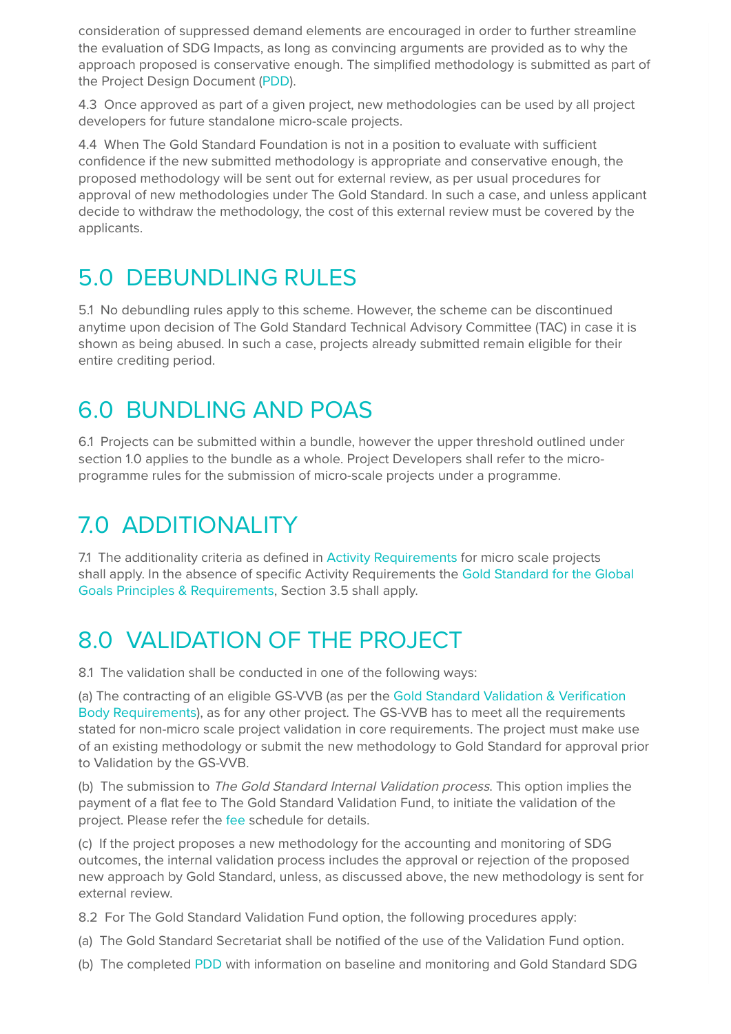consideration of suppressed demand elements are encouraged in order to further streamline the evaluation of SDG Impacts, as long as convincing arguments are provided as to why the approach proposed is conservative enough. The simplified methodology is submitted as part of the Project Design Document (PDD).

4.3 Once approved as part of a given project, new methodologies can be used by all project developers for future standalone micro-scale projects.

4.4 When The Gold Standard Foundation is not in a position to evaluate with sufficient confidence if the new submitted methodology is appropriate and conservative enough, the proposed methodology will be sent out for external review, as per usual procedures for approval of new methodologies under The Gold Standard. In such a case, and unless applicant decide to withdraw the methodology, the cost of this external review must be covered by the applicants.

# 5.0 DEBUNDLING RULES

5.1 No debundling rules apply to this scheme. However, the scheme can be discontinued anytime upon decision of The Gold Standard Technical Advisory Committee (TAC) in case it is shown as being abused. In such a case, projects already submitted remain eligible for their entire crediting period.

# 6.0 BUNDLING AND POAS

6.1 Projects can be submitted within a bundle, however the upper threshold outlined under section 1.0 applies to the bundle as a whole. Project Developers shall refer to the micro-programme rules for the submission of micro-scale projects under a programme.

# 7.0 ADDITIONALITY

7.1 The additionality criteria as defined in Activity Requirements for micro scale projects shall apply. In the absence of specific Activity Requirements the Gold Standard for the Global Goals Principles & Requirements, Section 3.5 shall apply.

# 8.0 VALIDATION OF THE PROJECT

8.1 The validation shall be conducted in one of the following ways:

(a) The contracting of an eligible GS-VVB (as per the Gold Standard Validation & Verification Body Requirements), as for any other project. The GS-VVB has to meet all the requirements stated for non-micro scale project validation in core requirements. The project must make use of an existing methodology or submit the new methodology to Gold Standard for approval prior to Validation by the GS-VVB.

(b) The submission to *The Gold Standard Internal Validation process*. This option implies the payment of a flat fee to The Gold Standard Validation Fund, to initiate the validation of the project. Please refer the fee schedule for details.

(c) If the project proposes a new methodology for the accounting and monitoring of SDG outcomes, the internal validation process includes the approval or rejection of the proposed new approach by Gold Standard, unless, as discussed above, the new methodology is sent for external review.

8.2 For The Gold Standard Validation Fund option, the following procedures apply:

(a) The Gold Standard Secretariat shall be notified of the use of the Validation Fund option.

(b) The completed PDD with information on baseline and monitoring and Gold Standard SDG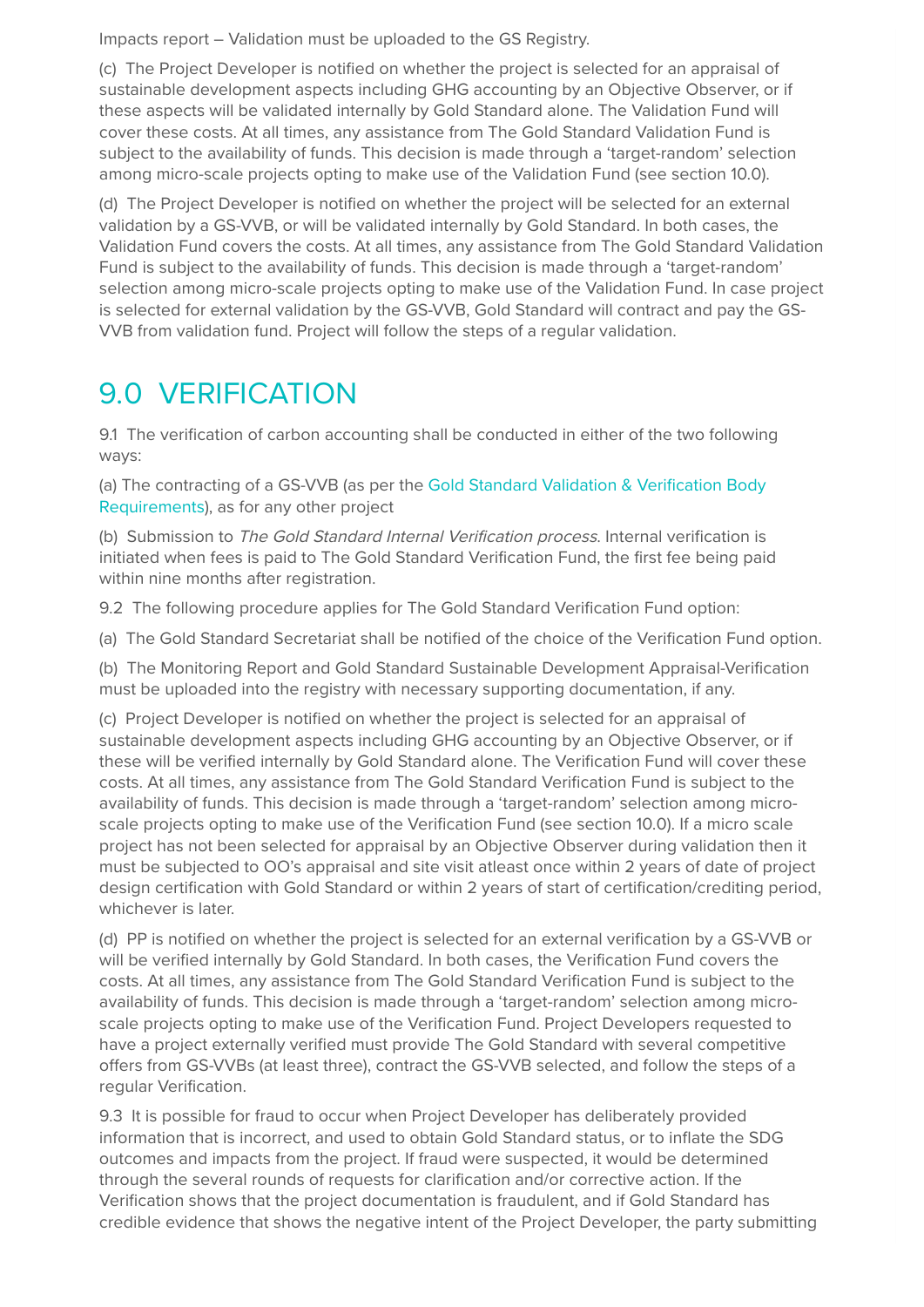Impacts report – Validation must be uploaded to the GS Registry.

(c) The Project Developer is notified on whether the project is selected for an appraisal of sustainable development aspects including GHG accounting by an Objective Observer, or if these aspects will be validated internally by Gold Standard alone. The Validation Fund will cover these costs. At all times, any assistance from The Gold Standard Validation Fund is subject to the availability of funds. This decision is made through a 'target-random' selection among micro-scale projects opting to make use of the Validation Fund (see section 10.0).

(d) The Project Developer is notified on whether the project will be selected for an external validation by a GS-VVB, or will be validated internally by Gold Standard. In both cases, the Validation Fund covers the costs. At all times, any assistance from The Gold Standard Validation Fund is subject to the availability of funds. This decision is made through a 'target-random' selection among micro-scale projects opting to make use of the Validation Fund. In case project is selected for external validation by the GS-VVB, Gold Standard will contract and pay the GS-VVB from validation fund. Project will follow the steps of a regular validation.

# 9.0 VERIFICATION

9.1 The verification of carbon accounting shall be conducted in either of the two following ways:

(a) The contracting of a GS-VVB (as per the Gold Standard Validation & Verification Body Requirements), as for any other project

(b) Submission to *The Gold Standard Internal Verification process*. Internal verification is initiated when fees is paid to The Gold Standard Verification Fund, the first fee being paid within nine months after registration.

9.2 The following procedure applies for The Gold Standard Verification Fund option:

(a) The Gold Standard Secretariat shall be notified of the choice of the Verification Fund option.

(b) The Monitoring Report and Gold Standard Sustainable Development Appraisal-Verification must be uploaded into the registry with necessary supporting documentation, if any.

(c) Project Developer is notified on whether the project is selected for an appraisal of sustainable development aspects including GHG accounting by an Objective Observer, or if these will be verified internally by Gold Standard alone. The Verification Fund will cover these costs. At all times, any assistance from The Gold Standard Verification Fund is subject to the availability of funds. This decision is made through a 'target-random' selection among micro-scale projects opting to make use of the Verification Fund (see section 10.0). If a micro scale project has not been selected for appraisal by an Objective Observer during validation then it must be subjected to OO's appraisal and site visit atleast once within 2 years of date of project design certification with Gold Standard or within 2 years of start of certification/crediting period, whichever is later.

(d) PP is notified on whether the project is selected for an external verification by a GS-VVB or will be verified internally by Gold Standard. In both cases, the Verification Fund covers the costs. At all times, any assistance from The Gold Standard Verification Fund is subject to the availability of funds. This decision is made through a 'target-random' selection among micro-scale projects opting to make use of the Verification Fund. Project Developers requested to have a project externally verified must provide The Gold Standard with several competitive offers from GS-VVBs (at least three), contract the GS-VVB selected, and follow the steps of a regular Verification.

9.3 It is possible for fraud to occur when Project Developer has deliberately provided information that is incorrect, and used to obtain Gold Standard status, or to inflate the SDG outcomes and impacts from the project. If fraud were suspected, it would be determined through the several rounds of requests for clarification and/or corrective action. If the Verification shows that the project documentation is fraudulent, and if Gold Standard has credible evidence that shows the negative intent of the Project Developer, the party submitting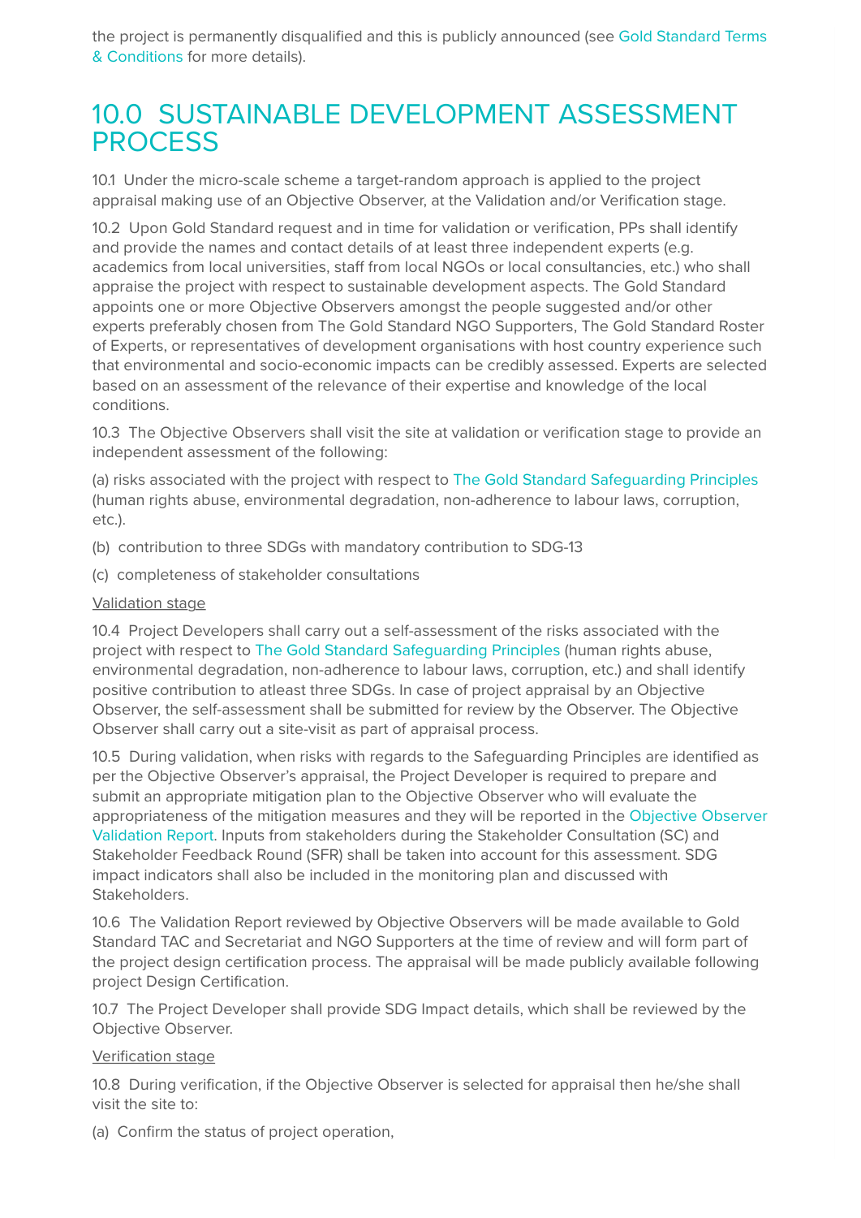the project is permanently disqualified and this is publicly announced (see Gold Standard Terms & Conditions for more details).

# 10.0 SUSTAINABLE DEVELOPMENT ASSESSMENT PROCESS

10.1 Under the micro-scale scheme a target-random approach is applied to the project appraisal making use of an Objective Observer, at the Validation and/or Verification stage.

10.2 Upon Gold Standard request and in time for validation or verification, PPs shall identify and provide the names and contact details of at least three independent experts (e.g. academics from local universities, staff from local NGOs or local consultancies, etc.) who shall appraise the project with respect to sustainable development aspects. The Gold Standard appoints one or more Objective Observers amongst the people suggested and/or other experts preferably chosen from The Gold Standard NGO Supporters, The Gold Standard Roster of Experts, or representatives of development organisations with host country experience such that environmental and socio-economic impacts can be credibly assessed. Experts are selected based on an assessment of the relevance of their expertise and knowledge of the local conditions.

10.3 The Objective Observers shall visit the site at validation or verification stage to provide an independent assessment of the following:

(a) risks associated with the project with respect to The Gold Standard Safeguarding Principles (human rights abuse, environmental degradation, non-adherence to labour laws, corruption, etc.).

(b) contribution to three SDGs with mandatory contribution to SDG-13

(c) completeness of stakeholder consultations

<u>Validation stage</u>

10.4 Project Developers shall carry out a self-assessment of the risks associated with the project with respect to The Gold Standard Safeguarding Principles (human rights abuse, environmental degradation, non-adherence to labour laws, corruption, etc.) and shall identify positive contribution to atleast three SDGs. In case of project appraisal by an Objective Observer, the self-assessment shall be submitted for review by the Observer. The Objective Observer shall carry out a site-visit as part of appraisal process.

10.5 During validation, when risks with regards to the Safeguarding Principles are identified as per the Objective Observer's appraisal, the Project Developer is required to prepare and submit an appropriate mitigation plan to the Objective Observer who will evaluate the appropriateness of the mitigation measures and they will be reported in the Objective Observer Validation Report. Inputs from stakeholders during the Stakeholder Consultation (SC) and Stakeholder Feedback Round (SFR) shall be taken into account for this assessment. SDG impact indicators shall also be included in the monitoring plan and discussed with Stakeholders.

10.6 The Validation Report reviewed by Objective Observers will be made available to Gold Standard TAC and Secretariat and NGO Supporters at the time of review and will form part of the project design certification process. The appraisal will be made publicly available following project Design Certification.

10.7 The Project Developer shall provide SDG Impact details, which shall be reviewed by the Objective Observer.

<u>Verification stage</u>

10.8 During verification, if the Objective Observer is selected for appraisal then he/she shall visit the site to:

(a) Confirm the status of project operation,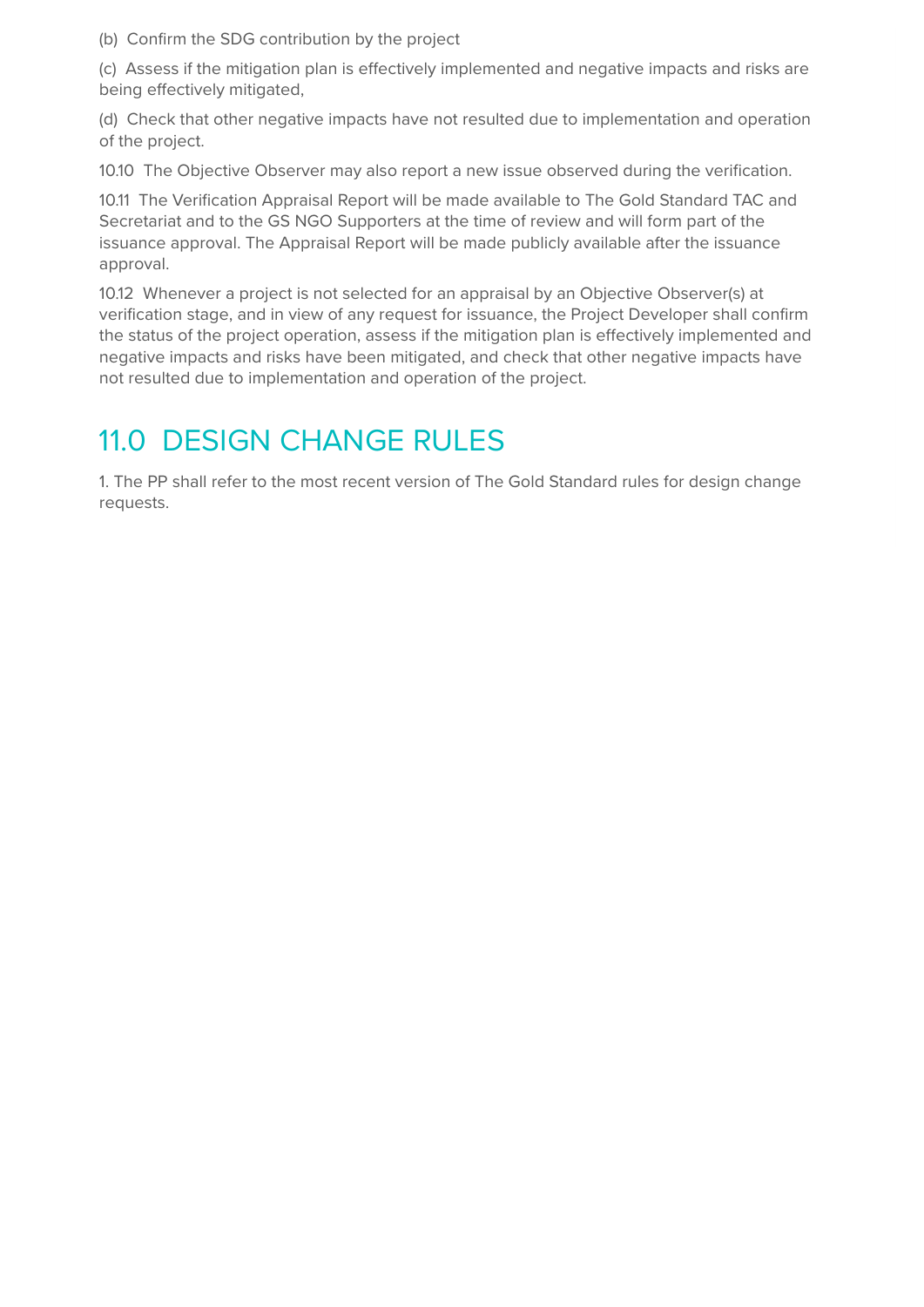(b) Confirm the SDG contribution by the project

(c) Assess if the mitigation plan is effectively implemented and negative impacts and risks are being effectively mitigated,

(d) Check that other negative impacts have not resulted due to implementation and operation of the project.

10.10 The Objective Observer may also report a new issue observed during the verification.

10.11 The Verification Appraisal Report will be made available to The Gold Standard TAC and Secretariat and to the GS NGO Supporters at the time of review and will form part of the issuance approval. The Appraisal Report will be made publicly available after the issuance approval.

10.12 Whenever a project is not selected for an appraisal by an Objective Observer(s) at verification stage, and in view of any request for issuance, the Project Developer shall confirm the status of the project operation, assess if the mitigation plan is effectively implemented and negative impacts and risks have been mitigated, and check that other negative impacts have not resulted due to implementation and operation of the project.

## 11.0 DESIGN CHANGE RULES

1. The PP shall refer to the most recent version of The Gold Standard rules for design change requests.